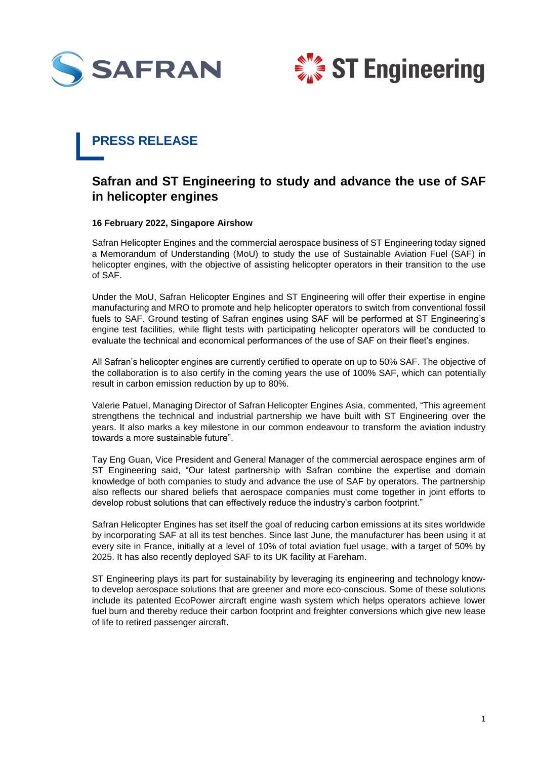## PRESS RELEASE

# Safran and ST Engineering to study and advance the use of SAF in helicopter engines

**16 February 2022, Singapore Airshow**

Safran Helicopter Engines and the commercial aerospace business of ST Engineering today signed a Memorandum of Understanding (MoU) to study the use of Sustainable Aviation Fuel (SAF) in helicopter engines, with the objective of assisting helicopter operators in their transition to the use of SAF.

Under the MoU, Safran Helicopter Engines and ST Engineering will offer their expertise in engine manufacturing and MRO to promote and help helicopter operators to switch from conventional fossil fuels to SAF. Ground testing of Safran engines using SAF will be performed at ST Engineering's engine test facilities, while flight tests with participating helicopter operators will be conducted to evaluate the technical and economical performances of the use of SAF on their fleet's engines.

All Safran's helicopter engines are currently certified to operate on up to 50% SAF. The objective of the collaboration is to also certify in the coming years the use of 100% SAF, which can potentially result in carbon emission reduction by up to 80%.

Valerie Patuel, Managing Director of Safran Helicopter Engines Asia, commented, "This agreement strengthens the technical and industrial partnership we have built with ST Engineering over the years. It also marks a key milestone in our common endeavour to transform the aviation industry towards a more sustainable future".

Tay Eng Guan, Vice President and General Manager of the commercial aerospace engines arm of ST Engineering said, "Our latest partnership with Safran combine the expertise and domain knowledge of both companies to study and advance the use of SAF by operators. The partnership also reflects our shared beliefs that aerospace companies must come together in joint efforts to develop robust solutions that can effectively reduce the industry's carbon footprint."

Safran Helicopter Engines has set itself the goal of reducing carbon emissions at its sites worldwide by incorporating SAF at all its test benches. Since last June, the manufacturer has been using it at every site in France, initially at a level of 10% of total aviation fuel usage, with a target of 50% by 2025. It has also recently deployed SAF to its UK facility at Fareham.

ST Engineering plays its part for sustainability by leveraging its engineering and technology know-to develop aerospace solutions that are greener and more eco-conscious. Some of these solutions include its patented EcoPower aircraft engine wash system which helps operators achieve lower fuel burn and thereby reduce their carbon footprint and freighter conversions which give new lease of life to retired passenger aircraft.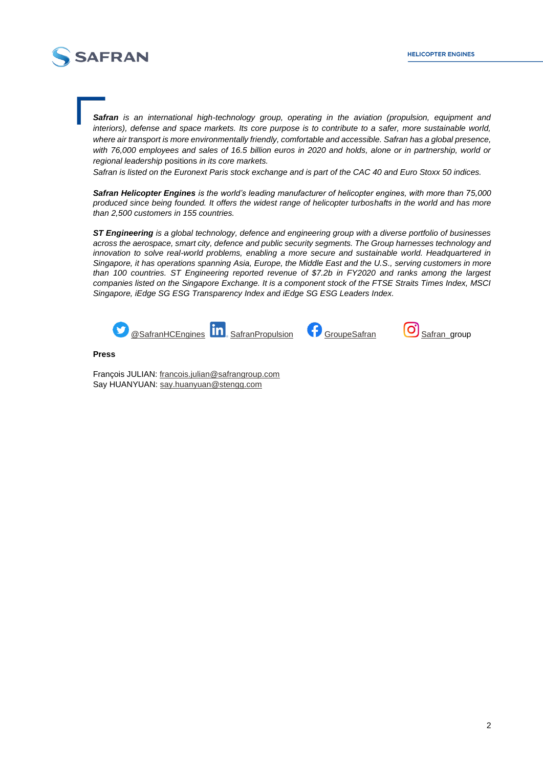***Safran*** *is an international high-technology group, operating in the aviation (propulsion, equipment and interiors), defense and space markets. Its core purpose is to contribute to a safer, more sustainable world, where air transport is more environmentally friendly, comfortable and accessible. Safran has a global presence, with 76,000 employees and sales of 16.5 billion euros in 2020 and holds, alone or in partnership, world or regional leadership* positions *in its core markets.*
*Safran is listed on the Euronext Paris stock exchange and is part of the CAC 40 and Euro Stoxx 50 indices.*

***Safran Helicopter Engines*** *is the world's leading manufacturer of helicopter engines, with more than 75,000 produced since being founded. It offers the widest range of helicopter turboshafts in the world and has more than 2,500 customers in 155 countries.*

***ST Engineering*** *is a global technology, defence and engineering group with a diverse portfolio of businesses across the aerospace, smart city, defence and public security segments. The Group harnesses technology and innovation to solve real-world problems, enabling a more secure and sustainable world. Headquartered in Singapore, it has operations spanning Asia, Europe, the Middle East and the U.S., serving customers in more than 100 countries. ST Engineering reported revenue of $7.2b in FY2020 and ranks among the largest companies listed on the Singapore Exchange. It is a component stock of the FTSE Straits Times Index, MSCI Singapore, iEdge SG ESG Transparency Index and iEdge SG ESG Leaders Index.*

@SafranHCEngines SafranPropulsion GroupeSafran Safran_group

**Press**

François JULIAN: francois.julian@safrangroup.com
Say HUANYUAN: say.huanyuan@stengg.com